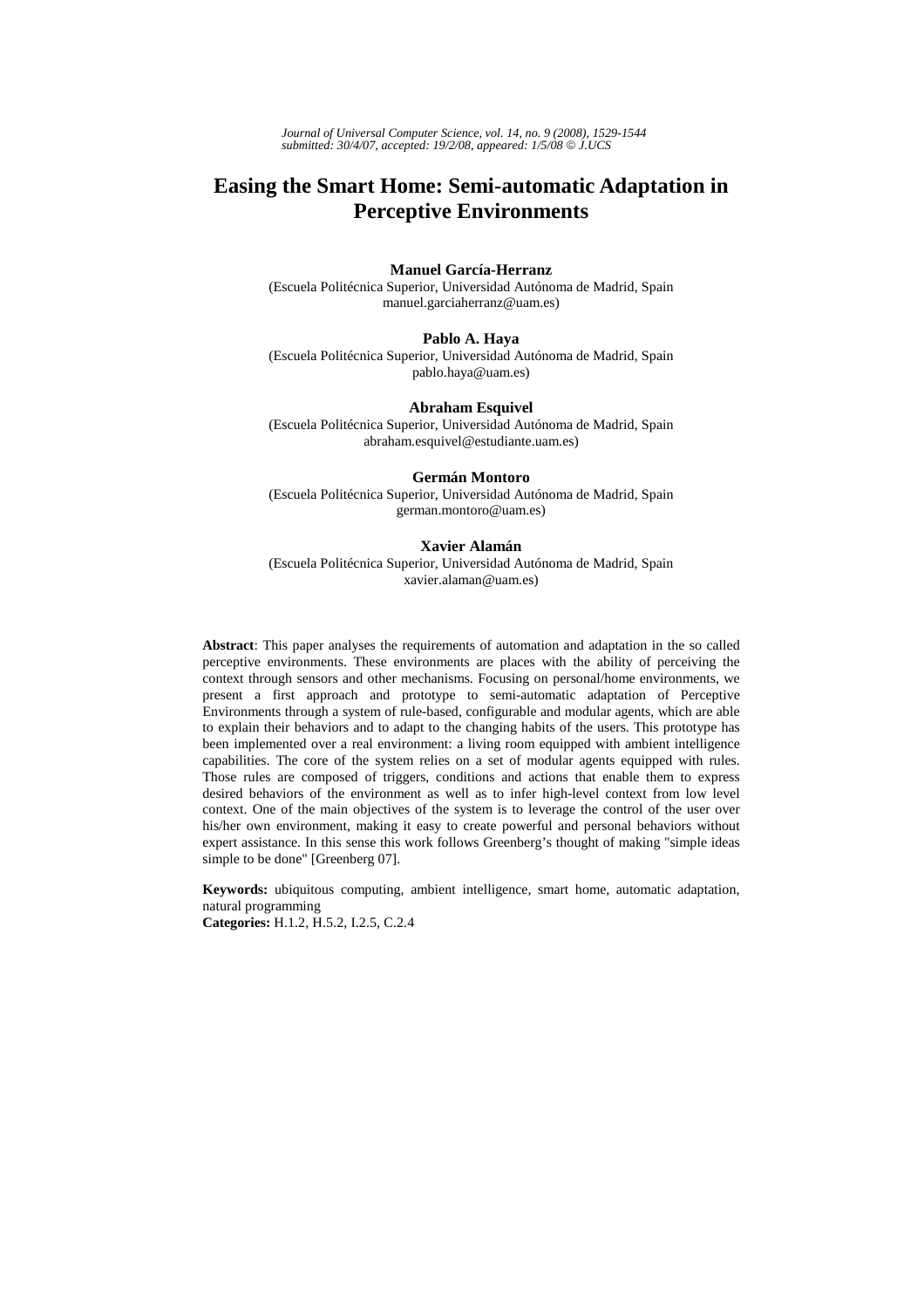# Easing the Smart Home: Semi-automatic Adaptation in Perceptive Environments

**Manuel García-Herranz**
(Escuela Politécnica Superior, Universidad Autónoma de Madrid, Spain
manuel.garciaherranz@uam.es)

**Pablo A. Haya**
(Escuela Politécnica Superior, Universidad Autónoma de Madrid, Spain
pablo.haya@uam.es)

**Abraham Esquivel**
(Escuela Politécnica Superior, Universidad Autónoma de Madrid, Spain
abraham.esquivel@estudiante.uam.es)

**Germán Montoro**
(Escuela Politécnica Superior, Universidad Autónoma de Madrid, Spain
german.montoro@uam.es)

**Xavier Alamán**
(Escuela Politécnica Superior, Universidad Autónoma de Madrid, Spain
xavier.alaman@uam.es)

**Abstract**: This paper analyses the requirements of automation and adaptation in the so called perceptive environments. These environments are places with the ability of perceiving the context through sensors and other mechanisms. Focusing on personal/home environments, we present a first approach and prototype to semi-automatic adaptation of Perceptive Environments through a system of rule-based, configurable and modular agents, which are able to explain their behaviors and to adapt to the changing habits of the users. This prototype has been implemented over a real environment: a living room equipped with ambient intelligence capabilities. The core of the system relies on a set of modular agents equipped with rules. Those rules are composed of triggers, conditions and actions that enable them to express desired behaviors of the environment as well as to infer high-level context from low level context. One of the main objectives of the system is to leverage the control of the user over his/her own environment, making it easy to create powerful and personal behaviors without expert assistance. In this sense this work follows Greenberg's thought of making "simple ideas simple to be done" [Greenberg 07].

**Keywords:** ubiquitous computing, ambient intelligence, smart home, automatic adaptation, natural programming
**Categories:** H.1.2, H.5.2, I.2.5, C.2.4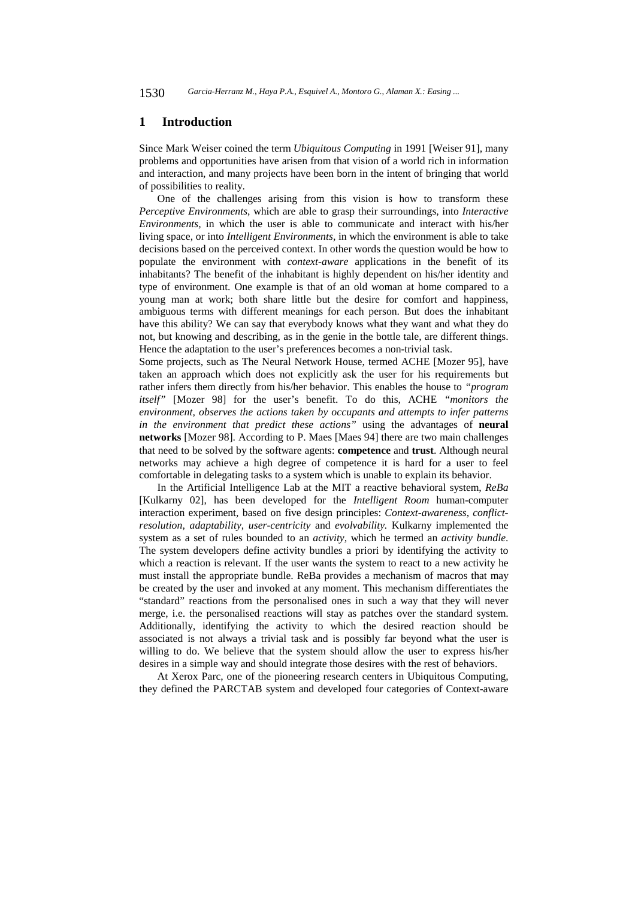## 1 Introduction

Since Mark Weiser coined the term *Ubiquitous Computing* in 1991 [Weiser 91], many problems and opportunities have arisen from that vision of a world rich in information and interaction, and many projects have been born in the intent of bringing that world of possibilities to reality.

One of the challenges arising from this vision is how to transform these *Perceptive Environments*, which are able to grasp their surroundings, into *Interactive Environments*, in which the user is able to communicate and interact with his/her living space, or into *Intelligent Environments*, in which the environment is able to take decisions based on the perceived context. In other words the question would be how to populate the environment with *context-aware* applications in the benefit of its inhabitants? The benefit of the inhabitant is highly dependent on his/her identity and type of environment. One example is that of an old woman at home compared to a young man at work; both share little but the desire for comfort and happiness, ambiguous terms with different meanings for each person. But does the inhabitant have this ability? We can say that everybody knows what they want and what they do not, but knowing and describing, as in the genie in the bottle tale, are different things. Hence the adaptation to the user's preferences becomes a non-trivial task.

Some projects, such as The Neural Network House, termed ACHE [Mozer 95], have taken an approach which does not explicitly ask the user for his requirements but rather infers them directly from his/her behavior. This enables the house to *"program itself"* [Mozer 98] for the user's benefit. To do this, ACHE *"monitors the environment, observes the actions taken by occupants and attempts to infer patterns in the environment that predict these actions"* using the advantages of **neural networks** [Mozer 98]. According to P. Maes [Maes 94] there are two main challenges that need to be solved by the software agents: **competence** and **trust**. Although neural networks may achieve a high degree of competence it is hard for a user to feel comfortable in delegating tasks to a system which is unable to explain its behavior.

In the Artificial Intelligence Lab at the MIT a reactive behavioral system, *ReBa* [Kulkarny 02], has been developed for the *Intelligent Room* human-computer interaction experiment, based on five design principles: *Context-awareness*, *conflict-resolution*, *adaptability*, *user-centricity* and *evolvability*. Kulkarny implemented the system as a set of rules bounded to an *activity*, which he termed an *activity bundle*. The system developers define activity bundles a priori by identifying the activity to which a reaction is relevant. If the user wants the system to react to a new activity he must install the appropriate bundle. ReBa provides a mechanism of macros that may be created by the user and invoked at any moment. This mechanism differentiates the "standard" reactions from the personalised ones in such a way that they will never merge, i.e. the personalised reactions will stay as patches over the standard system. Additionally, identifying the activity to which the desired reaction should be associated is not always a trivial task and is possibly far beyond what the user is willing to do. We believe that the system should allow the user to express his/her desires in a simple way and should integrate those desires with the rest of behaviors.

At Xerox Parc, one of the pioneering research centers in Ubiquitous Computing, they defined the PARCTAB system and developed four categories of Context-aware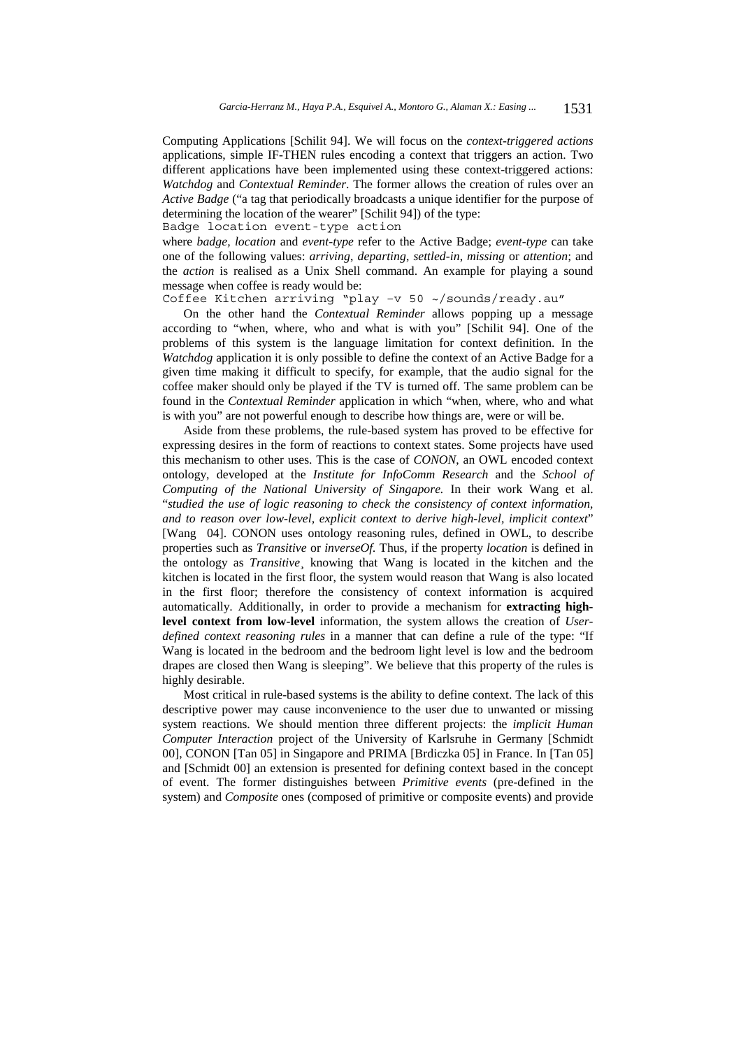Computing Applications [Schilit 94]. We will focus on the *context-triggered actions* applications, simple IF-THEN rules encoding a context that triggers an action. Two different applications have been implemented using these context-triggered actions: *Watchdog* and *Contextual Reminder*. The former allows the creation of rules over an *Active Badge* ("a tag that periodically broadcasts a unique identifier for the purpose of determining the location of the wearer" [Schilit 94]) of the type:

```
Badge location event-type action
```

where *badge, location* and *event-type* refer to the Active Badge; *event-type* can take one of the following values: *arriving*, *departing*, *settled-in*, *missing* or *attention*; and the *action* is realised as a Unix Shell command. An example for playing a sound message when coffee is ready would be:

```
Coffee Kitchen arriving "play –v 50 ~/sounds/ready.au"
```

On the other hand the *Contextual Reminder* allows popping up a message according to "when, where, who and what is with you" [Schilit 94]. One of the problems of this system is the language limitation for context definition. In the *Watchdog* application it is only possible to define the context of an Active Badge for a given time making it difficult to specify, for example, that the audio signal for the coffee maker should only be played if the TV is turned off. The same problem can be found in the *Contextual Reminder* application in which "when, where, who and what is with you" are not powerful enough to describe how things are, were or will be.

Aside from these problems, the rule-based system has proved to be effective for expressing desires in the form of reactions to context states. Some projects have used this mechanism to other uses. This is the case of *CONON*, an OWL encoded context ontology, developed at the *Institute for InfoComm Research* and the *School of Computing of the National University of Singapore.* In their work Wang et al. "*studied the use of logic reasoning to check the consistency of context information, and to reason over low-level, explicit context to derive high-level, implicit context*" [Wang 04]. CONON uses ontology reasoning rules, defined in OWL, to describe properties such as *Transitive* or *inverseOf.* Thus, if the property *location* is defined in the ontology as *Transitive*¸ knowing that Wang is located in the kitchen and the kitchen is located in the first floor, the system would reason that Wang is also located in the first floor; therefore the consistency of context information is acquired automatically. Additionally, in order to provide a mechanism for **extracting high-level context from low-level** information, the system allows the creation of *User-defined context reasoning rules* in a manner that can define a rule of the type: "If Wang is located in the bedroom and the bedroom light level is low and the bedroom drapes are closed then Wang is sleeping". We believe that this property of the rules is highly desirable.

Most critical in rule-based systems is the ability to define context. The lack of this descriptive power may cause inconvenience to the user due to unwanted or missing system reactions. We should mention three different projects: the *implicit Human Computer Interaction* project of the University of Karlsruhe in Germany [Schmidt 00], CONON [Tan 05] in Singapore and PRIMA [Brdiczka 05] in France. In [Tan 05] and [Schmidt 00] an extension is presented for defining context based in the concept of event. The former distinguishes between *Primitive events* (pre-defined in the system) and *Composite* ones (composed of primitive or composite events) and provide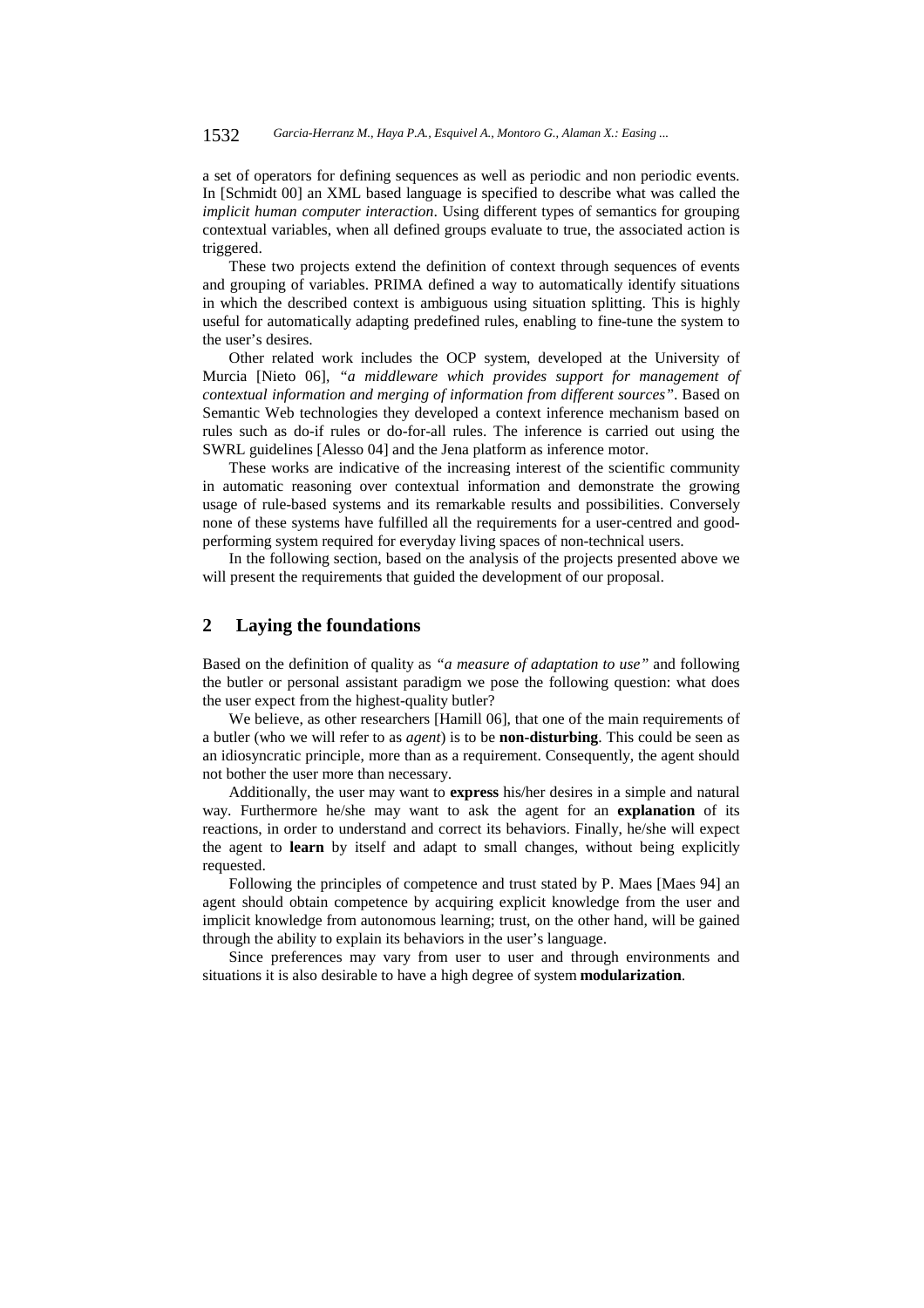a set of operators for defining sequences as well as periodic and non periodic events. In [Schmidt 00] an XML based language is specified to describe what was called the *implicit human computer interaction*. Using different types of semantics for grouping contextual variables, when all defined groups evaluate to true, the associated action is triggered.

These two projects extend the definition of context through sequences of events and grouping of variables. PRIMA defined a way to automatically identify situations in which the described context is ambiguous using situation splitting. This is highly useful for automatically adapting predefined rules, enabling to fine-tune the system to the user's desires.

Other related work includes the OCP system, developed at the University of Murcia [Nieto 06], *"a middleware which provides support for management of contextual information and merging of information from different sources"*. Based on Semantic Web technologies they developed a context inference mechanism based on rules such as do-if rules or do-for-all rules. The inference is carried out using the SWRL guidelines [Alesso 04] and the Jena platform as inference motor.

These works are indicative of the increasing interest of the scientific community in automatic reasoning over contextual information and demonstrate the growing usage of rule-based systems and its remarkable results and possibilities. Conversely none of these systems have fulfilled all the requirements for a user-centred and good-performing system required for everyday living spaces of non-technical users.

In the following section, based on the analysis of the projects presented above we will present the requirements that guided the development of our proposal.

## 2 Laying the foundations

Based on the definition of quality as *"a measure of adaptation to use"* and following the butler or personal assistant paradigm we pose the following question: what does the user expect from the highest-quality butler?

We believe, as other researchers [Hamill 06], that one of the main requirements of a butler (who we will refer to as *agent*) is to be **non-disturbing**. This could be seen as an idiosyncratic principle, more than as a requirement. Consequently, the agent should not bother the user more than necessary.

Additionally, the user may want to **express** his/her desires in a simple and natural way. Furthermore he/she may want to ask the agent for an **explanation** of its reactions, in order to understand and correct its behaviors. Finally, he/she will expect the agent to **learn** by itself and adapt to small changes, without being explicitly requested.

Following the principles of competence and trust stated by P. Maes [Maes 94] an agent should obtain competence by acquiring explicit knowledge from the user and implicit knowledge from autonomous learning; trust, on the other hand, will be gained through the ability to explain its behaviors in the user's language.

Since preferences may vary from user to user and through environments and situations it is also desirable to have a high degree of system **modularization**.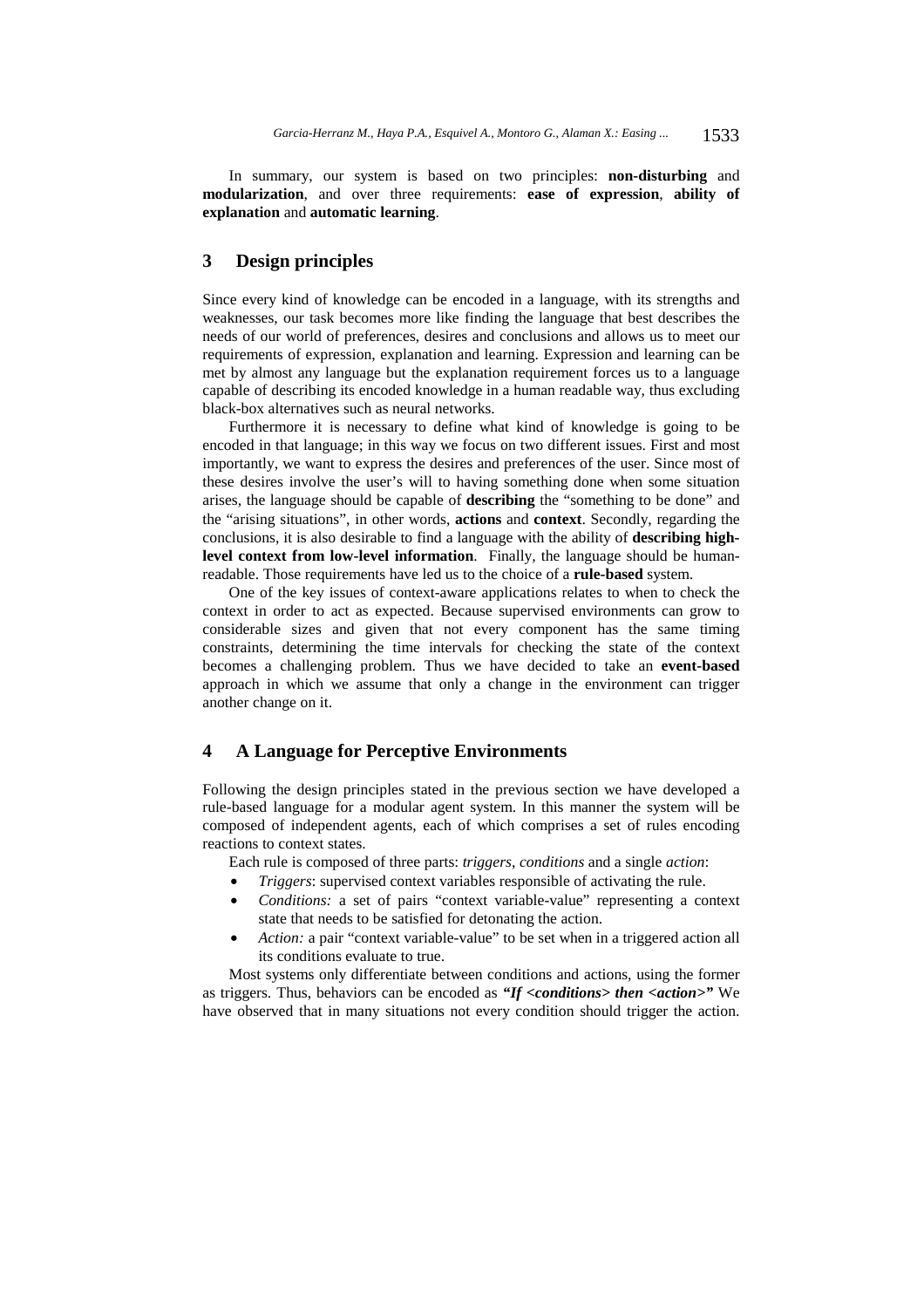In summary, our system is based on two principles: **non-disturbing** and **modularization**, and over three requirements: **ease of expression**, **ability of explanation** and **automatic learning**.

## 3 Design principles

Since every kind of knowledge can be encoded in a language, with its strengths and weaknesses, our task becomes more like finding the language that best describes the needs of our world of preferences, desires and conclusions and allows us to meet our requirements of expression, explanation and learning. Expression and learning can be met by almost any language but the explanation requirement forces us to a language capable of describing its encoded knowledge in a human readable way, thus excluding black-box alternatives such as neural networks.

Furthermore it is necessary to define what kind of knowledge is going to be encoded in that language; in this way we focus on two different issues. First and most importantly, we want to express the desires and preferences of the user. Since most of these desires involve the user's will to having something done when some situation arises, the language should be capable of **describing** the "something to be done" and the "arising situations", in other words, **actions** and **context**. Secondly, regarding the conclusions, it is also desirable to find a language with the ability of **describing high-level context from low-level information**. Finally, the language should be human-readable. Those requirements have led us to the choice of a **rule-based** system.

One of the key issues of context-aware applications relates to when to check the context in order to act as expected. Because supervised environments can grow to considerable sizes and given that not every component has the same timing constraints, determining the time intervals for checking the state of the context becomes a challenging problem. Thus we have decided to take an **event-based** approach in which we assume that only a change in the environment can trigger another change on it.

## 4 A Language for Perceptive Environments

Following the design principles stated in the previous section we have developed a rule-based language for a modular agent system. In this manner the system will be composed of independent agents, each of which comprises a set of rules encoding reactions to context states.

Each rule is composed of three parts: *triggers*, *conditions* and a single *action*:

- *Triggers*: supervised context variables responsible of activating the rule.
- *Conditions:* a set of pairs "context variable-value" representing a context state that needs to be satisfied for detonating the action.
- *Action:* a pair "context variable-value" to be set when in a triggered action all its conditions evaluate to true.

Most systems only differentiate between conditions and actions, using the former as triggers. Thus, behaviors can be encoded as ***"If <conditions> then <action>"*** We have observed that in many situations not every condition should trigger the action.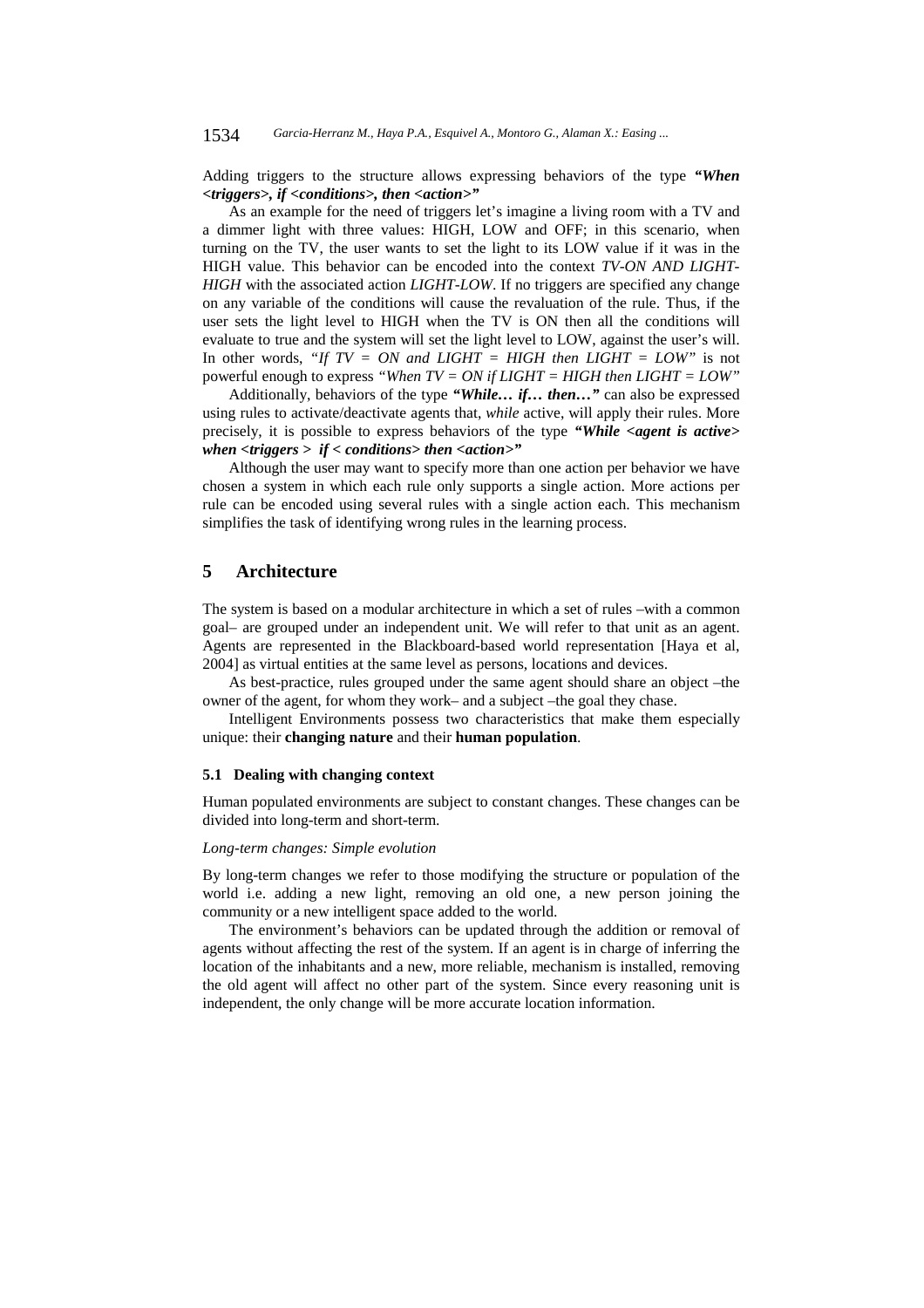Adding triggers to the structure allows expressing behaviors of the type ***"When <triggers>, if <conditions>, then <action>"***

As an example for the need of triggers let's imagine a living room with a TV and a dimmer light with three values: HIGH, LOW and OFF; in this scenario, when turning on the TV, the user wants to set the light to its LOW value if it was in the HIGH value. This behavior can be encoded into the context *TV-ON AND LIGHT-HIGH* with the associated action *LIGHT-LOW*. If no triggers are specified any change on any variable of the conditions will cause the revaluation of the rule. Thus, if the user sets the light level to HIGH when the TV is ON then all the conditions will evaluate to true and the system will set the light level to LOW, against the user's will. In other words, *"If TV = ON and LIGHT = HIGH then LIGHT = LOW"* is not powerful enough to express *"When TV = ON if LIGHT = HIGH then LIGHT = LOW"*

Additionally, behaviors of the type ***"While… if… then…"*** can also be expressed using rules to activate/deactivate agents that, *while* active, will apply their rules. More precisely, it is possible to express behaviors of the type ***"While <agent is active> when <triggers > if < conditions> then <action>"***

Although the user may want to specify more than one action per behavior we have chosen a system in which each rule only supports a single action. More actions per rule can be encoded using several rules with a single action each. This mechanism simplifies the task of identifying wrong rules in the learning process.

## 5 Architecture

The system is based on a modular architecture in which a set of rules –with a common goal– are grouped under an independent unit. We will refer to that unit as an agent. Agents are represented in the Blackboard-based world representation [Haya et al, 2004] as virtual entities at the same level as persons, locations and devices.

As best-practice, rules grouped under the same agent should share an object –the owner of the agent, for whom they work– and a subject –the goal they chase.

Intelligent Environments possess two characteristics that make them especially unique: their **changing nature** and their **human population**.

### 5.1 Dealing with changing context

Human populated environments are subject to constant changes. These changes can be divided into long-term and short-term.

*Long-term changes: Simple evolution*

By long-term changes we refer to those modifying the structure or population of the world i.e. adding a new light, removing an old one, a new person joining the community or a new intelligent space added to the world.

The environment's behaviors can be updated through the addition or removal of agents without affecting the rest of the system. If an agent is in charge of inferring the location of the inhabitants and a new, more reliable, mechanism is installed, removing the old agent will affect no other part of the system. Since every reasoning unit is independent, the only change will be more accurate location information.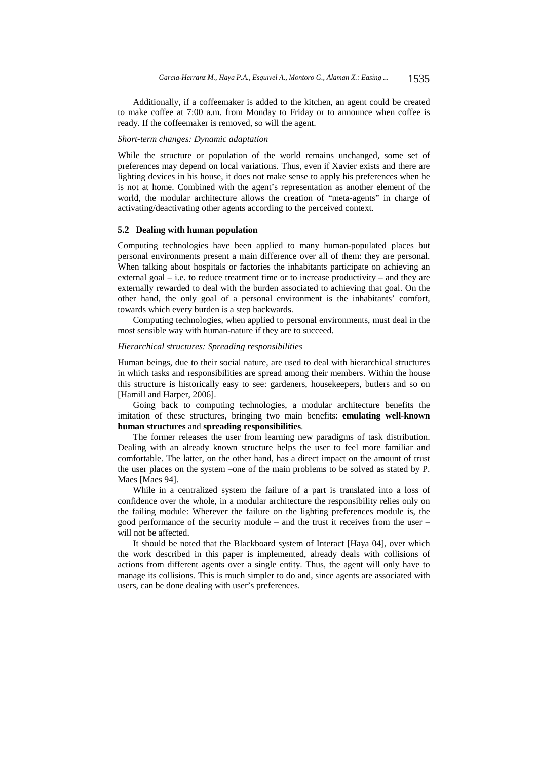Additionally, if a coffeemaker is added to the kitchen, an agent could be created to make coffee at 7:00 a.m. from Monday to Friday or to announce when coffee is ready. If the coffeemaker is removed, so will the agent.

*Short-term changes: Dynamic adaptation*

While the structure or population of the world remains unchanged, some set of preferences may depend on local variations. Thus, even if Xavier exists and there are lighting devices in his house, it does not make sense to apply his preferences when he is not at home. Combined with the agent's representation as another element of the world, the modular architecture allows the creation of "meta-agents" in charge of activating/deactivating other agents according to the perceived context.

### 5.2 Dealing with human population

Computing technologies have been applied to many human-populated places but personal environments present a main difference over all of them: they are personal. When talking about hospitals or factories the inhabitants participate on achieving an external goal – i.e. to reduce treatment time or to increase productivity – and they are externally rewarded to deal with the burden associated to achieving that goal. On the other hand, the only goal of a personal environment is the inhabitants' comfort, towards which every burden is a step backwards.

Computing technologies, when applied to personal environments, must deal in the most sensible way with human-nature if they are to succeed.

*Hierarchical structures: Spreading responsibilities*

Human beings, due to their social nature, are used to deal with hierarchical structures in which tasks and responsibilities are spread among their members. Within the house this structure is historically easy to see: gardeners, housekeepers, butlers and so on [Hamill and Harper, 2006].

Going back to computing technologies, a modular architecture benefits the imitation of these structures, bringing two main benefits: **emulating well-known human structures** and **spreading responsibilities**.

The former releases the user from learning new paradigms of task distribution. Dealing with an already known structure helps the user to feel more familiar and comfortable. The latter, on the other hand, has a direct impact on the amount of trust the user places on the system –one of the main problems to be solved as stated by P. Maes [Maes 94].

While in a centralized system the failure of a part is translated into a loss of confidence over the whole, in a modular architecture the responsibility relies only on the failing module: Wherever the failure on the lighting preferences module is, the good performance of the security module – and the trust it receives from the user – will not be affected.

It should be noted that the Blackboard system of Interact [Haya 04], over which the work described in this paper is implemented, already deals with collisions of actions from different agents over a single entity. Thus, the agent will only have to manage its collisions. This is much simpler to do and, since agents are associated with users, can be done dealing with user's preferences.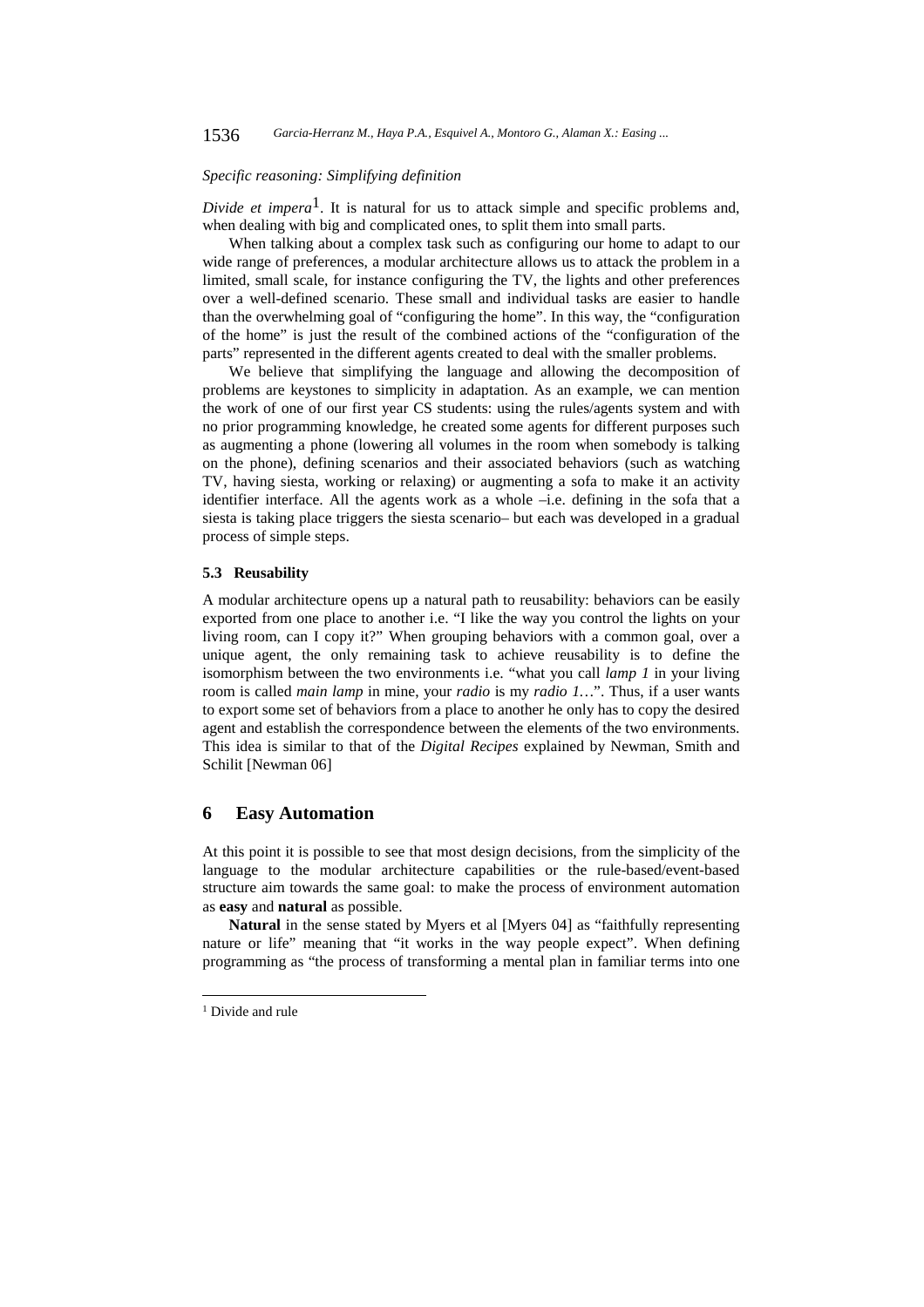*Specific reasoning: Simplifying definition*

*Divide et impera*[1]. It is natural for us to attack simple and specific problems and, when dealing with big and complicated ones, to split them into small parts.

When talking about a complex task such as configuring our home to adapt to our wide range of preferences, a modular architecture allows us to attack the problem in a limited, small scale, for instance configuring the TV, the lights and other preferences over a well-defined scenario. These small and individual tasks are easier to handle than the overwhelming goal of "configuring the home". In this way, the "configuration of the home" is just the result of the combined actions of the "configuration of the parts" represented in the different agents created to deal with the smaller problems.

We believe that simplifying the language and allowing the decomposition of problems are keystones to simplicity in adaptation. As an example, we can mention the work of one of our first year CS students: using the rules/agents system and with no prior programming knowledge, he created some agents for different purposes such as augmenting a phone (lowering all volumes in the room when somebody is talking on the phone), defining scenarios and their associated behaviors (such as watching TV, having siesta, working or relaxing) or augmenting a sofa to make it an activity identifier interface. All the agents work as a whole –i.e. defining in the sofa that a siesta is taking place triggers the siesta scenario– but each was developed in a gradual process of simple steps.

### 5.3 Reusability

A modular architecture opens up a natural path to reusability: behaviors can be easily exported from one place to another i.e. "I like the way you control the lights on your living room, can I copy it?" When grouping behaviors with a common goal, over a unique agent, the only remaining task to achieve reusability is to define the isomorphism between the two environments i.e. "what you call *lamp 1* in your living room is called *main lamp* in mine, your *radio* is my *radio 1*…". Thus, if a user wants to export some set of behaviors from a place to another he only has to copy the desired agent and establish the correspondence between the elements of the two environments. This idea is similar to that of the *Digital Recipes* explained by Newman, Smith and Schilit [Newman 06]

## 6 Easy Automation

At this point it is possible to see that most design decisions, from the simplicity of the language to the modular architecture capabilities or the rule-based/event-based structure aim towards the same goal: to make the process of environment automation as **easy** and **natural** as possible.

**Natural** in the sense stated by Myers et al [Myers 04] as "faithfully representing nature or life" meaning that "it works in the way people expect". When defining programming as "the process of transforming a mental plan in familiar terms into one

---

[1] Divide and rule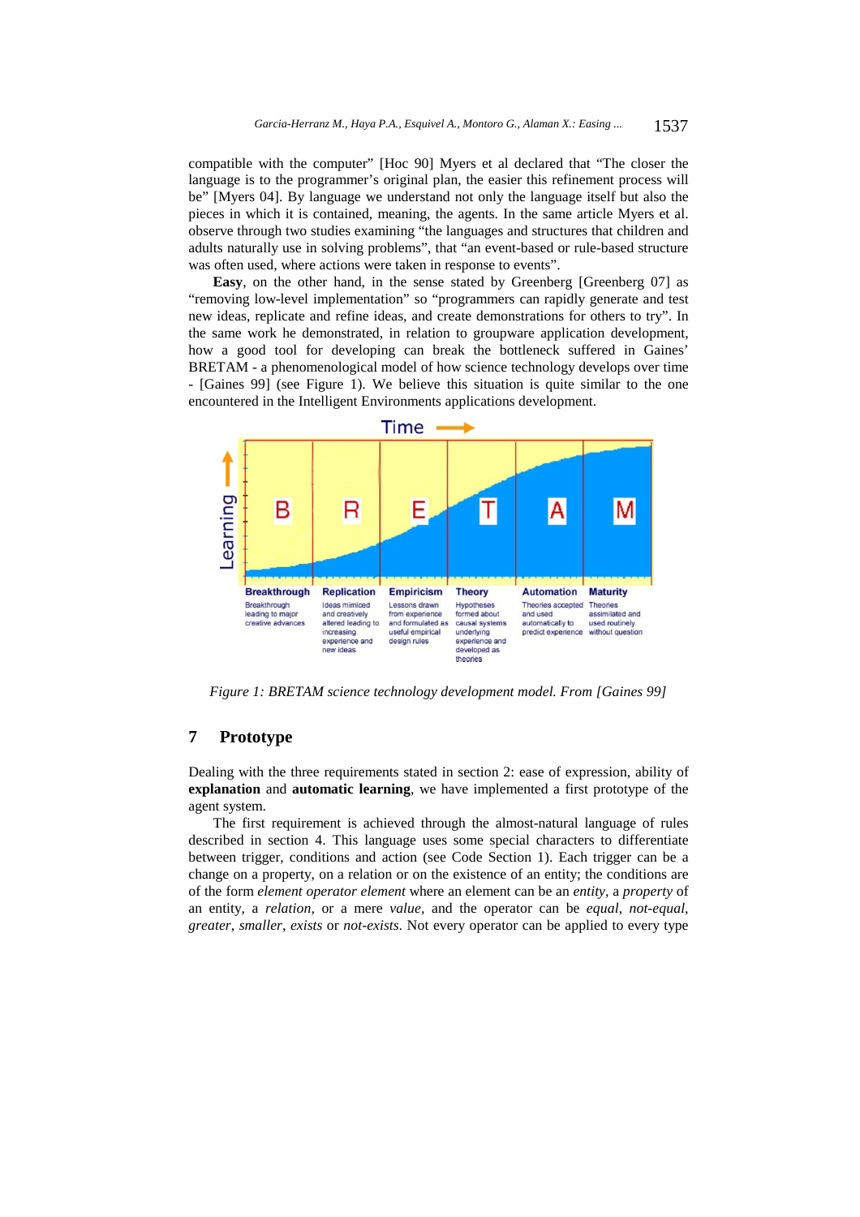compatible with the computer" [Hoc 90] Myers et al declared that "The closer the language is to the programmer's original plan, the easier this refinement process will be" [Myers 04]. By language we understand not only the language itself but also the pieces in which it is contained, meaning, the agents. In the same article Myers et al. observe through two studies examining "the languages and structures that children and adults naturally use in solving problems", that "an event-based or rule-based structure was often used, where actions were taken in response to events".

**Easy**, on the other hand, in the sense stated by Greenberg [Greenberg 07] as "removing low-level implementation" so "programmers can rapidly generate and test new ideas, replicate and refine ideas, and create demonstrations for others to try". In the same work he demonstrated, in relation to groupware application development, how a good tool for developing can break the bottleneck suffered in Gaines' BRETAM - a phenomenological model of how science technology develops over time - [Gaines 99] (see Figure 1). We believe this situation is quite similar to the one encountered in the Intelligent Environments applications development.

*Figure 1: BRETAM science technology development model. From [Gaines 99]*

## 7 Prototype

Dealing with the three requirements stated in section 2: ease of expression, ability of **explanation** and **automatic learning**, we have implemented a first prototype of the agent system.

The first requirement is achieved through the almost-natural language of rules described in section 4. This language uses some special characters to differentiate between trigger, conditions and action (see Code Section 1). Each trigger can be a change on a property, on a relation or on the existence of an entity; the conditions are of the form *element operator element* where an element can be an *entity*, a *property* of an entity, a *relation*, or a mere *value*, and the operator can be *equal*, *not-equal*, *greater*, *smaller*, *exists* or *not-exists*. Not every operator can be applied to every type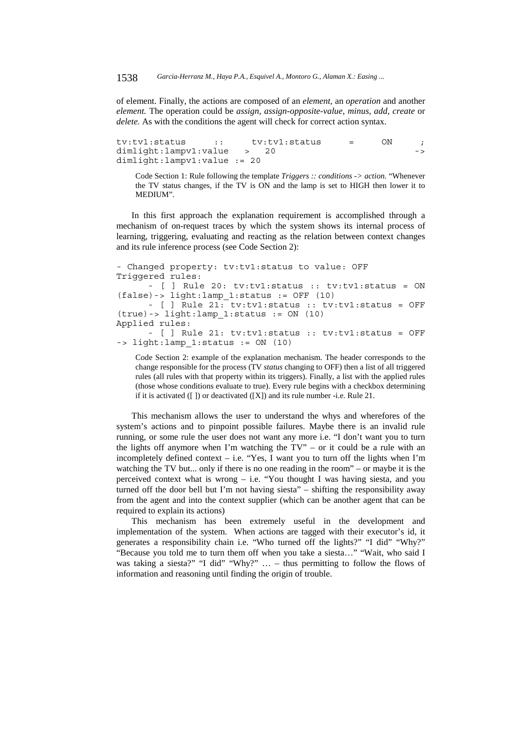of element. Finally, the actions are composed of an *element,* an *operation* and another *element.* The operation could be *assign*, *assign-opposite-value*, *minus*, *add*, *create* or *delete.* As with the conditions the agent will check for correct action syntax.

```
tv:tv1:status     ::     tv:tv1:status     =     ON     ;
dimlight:lampv1:value   >   20                          ->
dimlight:lampv1:value := 20
```

Code Section 1: Rule following the template *Triggers :: conditions -> action.* "Whenever the TV status changes, if the TV is ON and the lamp is set to HIGH then lower it to MEDIUM".

In this first approach the explanation requirement is accomplished through a mechanism of on-request traces by which the system shows its internal process of learning, triggering, evaluating and reacting as the relation between context changes and its rule inference process (see Code Section 2):

```
- Changed property: tv:tv1:status to value: OFF
Triggered rules:
      - [ ] Rule 20: tv:tv1:status :: tv:tv1:status = ON
(false)-> light:lamp_1:status := OFF (10)
      - [ ] Rule 21: tv:tv1:status :: tv:tv1:status = OFF
(true)-> light:lamp_1:status := ON (10)
Applied rules:
      - [ ] Rule 21: tv:tv1:status :: tv:tv1:status = OFF
-> light:lamp_1:status := ON (10)
```

Code Section 2: example of the explanation mechanism. The header corresponds to the change responsible for the process (TV *status* changing to OFF) then a list of all triggered rules (all rules with that property within its triggers). Finally, a list with the applied rules (those whose conditions evaluate to true). Every rule begins with a checkbox determining if it is activated ([ ]) or deactivated ([X]) and its rule number -i.e. Rule 21.

This mechanism allows the user to understand the whys and wherefores of the system's actions and to pinpoint possible failures. Maybe there is an invalid rule running, or some rule the user does not want any more i.e. "I don't want you to turn the lights off anymore when I'm watching the TV" – or it could be a rule with an incompletely defined context – i.e. "Yes, I want you to turn off the lights when I'm watching the TV but... only if there is no one reading in the room" – or maybe it is the perceived context what is wrong – i.e. "You thought I was having siesta, and you turned off the door bell but I'm not having siesta" – shifting the responsibility away from the agent and into the context supplier (which can be another agent that can be required to explain its actions)

This mechanism has been extremely useful in the development and implementation of the system. When actions are tagged with their executor's id, it generates a responsibility chain i.e. "Who turned off the lights?" "I did" "Why?" "Because you told me to turn them off when you take a siesta…" "Wait, who said I was taking a siesta?" "I did" "Why?" … – thus permitting to follow the flows of information and reasoning until finding the origin of trouble.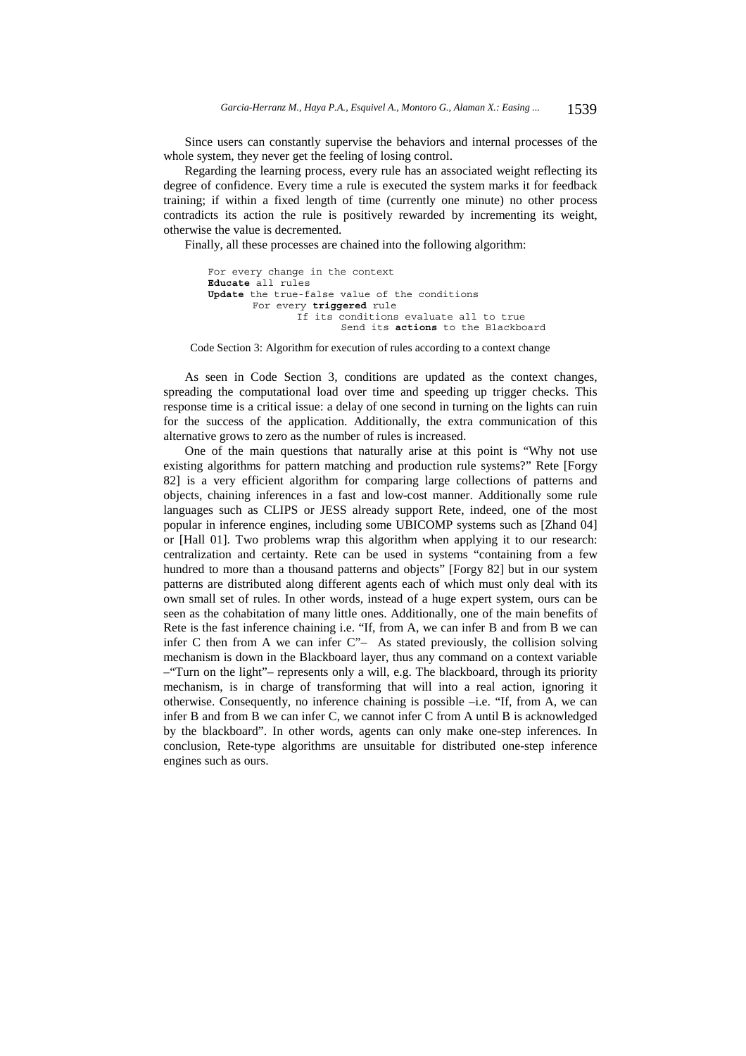Since users can constantly supervise the behaviors and internal processes of the whole system, they never get the feeling of losing control.

Regarding the learning process, every rule has an associated weight reflecting its degree of confidence. Every time a rule is executed the system marks it for feedback training; if within a fixed length of time (currently one minute) no other process contradicts its action the rule is positively rewarded by incrementing its weight, otherwise the value is decremented.

Finally, all these processes are chained into the following algorithm:

```
For every change in the context
Educate all rules
Update the true-false value of the conditions
        For every triggered rule
                If its conditions evaluate all to true
                        Send its actions to the Blackboard
```

Code Section 3: Algorithm for execution of rules according to a context change

As seen in Code Section 3, conditions are updated as the context changes, spreading the computational load over time and speeding up trigger checks. This response time is a critical issue: a delay of one second in turning on the lights can ruin for the success of the application. Additionally, the extra communication of this alternative grows to zero as the number of rules is increased.

One of the main questions that naturally arise at this point is "Why not use existing algorithms for pattern matching and production rule systems?" Rete [Forgy 82] is a very efficient algorithm for comparing large collections of patterns and objects, chaining inferences in a fast and low-cost manner. Additionally some rule languages such as CLIPS or JESS already support Rete, indeed, one of the most popular in inference engines, including some UBICOMP systems such as [Zhand 04] or [Hall 01]. Two problems wrap this algorithm when applying it to our research: centralization and certainty. Rete can be used in systems "containing from a few hundred to more than a thousand patterns and objects" [Forgy 82] but in our system patterns are distributed along different agents each of which must only deal with its own small set of rules. In other words, instead of a huge expert system, ours can be seen as the cohabitation of many little ones. Additionally, one of the main benefits of Rete is the fast inference chaining i.e. "If, from A, we can infer B and from B we can infer C then from A we can infer C"– As stated previously, the collision solving mechanism is down in the Blackboard layer, thus any command on a context variable –"Turn on the light"– represents only a will, e.g. The blackboard, through its priority mechanism, is in charge of transforming that will into a real action, ignoring it otherwise. Consequently, no inference chaining is possible –i.e. "If, from A, we can infer B and from B we can infer C, we cannot infer C from A until B is acknowledged by the blackboard". In other words, agents can only make one-step inferences. In conclusion, Rete-type algorithms are unsuitable for distributed one-step inference engines such as ours.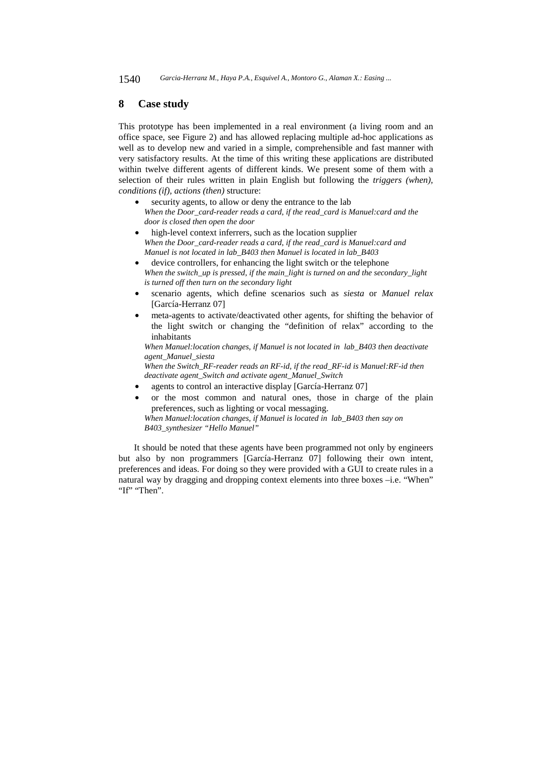## 8 Case study

This prototype has been implemented in a real environment (a living room and an office space, see Figure 2) and has allowed replacing multiple ad-hoc applications as well as to develop new and varied in a simple, comprehensible and fast manner with very satisfactory results. At the time of this writing these applications are distributed within twelve different agents of different kinds. We present some of them with a selection of their rules written in plain English but following the *triggers (when), conditions (if), actions (then)* structure:

- security agents, to allow or deny the entrance to the lab
  *When the Door_card-reader reads a card, if the read_card is Manuel:card and the door is closed then open the door*
- high-level context inferrers, such as the location supplier
  *When the Door_card-reader reads a card, if the read_card is Manuel:card and Manuel is not located in lab_B403 then Manuel is located in lab_B403*
- device controllers, for enhancing the light switch or the telephone
  *When the switch_up is pressed, if the main_light is turned on and the secondary_light is turned off then turn on the secondary light*
- scenario agents, which define scenarios such as *siesta* or *Manuel relax* [García-Herranz 07]
- meta-agents to activate/deactivated other agents, for shifting the behavior of the light switch or changing the "definition of relax" according to the inhabitants
  *When Manuel:location changes, if Manuel is not located in lab_B403 then deactivate agent_Manuel_siesta*
  *When the Switch_RF-reader reads an RF-id, if the read_RF-id is Manuel:RF-id then deactivate agent_Switch and activate agent_Manuel_Switch*
- agents to control an interactive display [García-Herranz 07]
- or the most common and natural ones, those in charge of the plain preferences, such as lighting or vocal messaging.
  *When Manuel:location changes, if Manuel is located in lab_B403 then say on B403_synthesizer "Hello Manuel"*

It should be noted that these agents have been programmed not only by engineers but also by non programmers [García-Herranz 07] following their own intent, preferences and ideas. For doing so they were provided with a GUI to create rules in a natural way by dragging and dropping context elements into three boxes –i.e. "When" "If" "Then".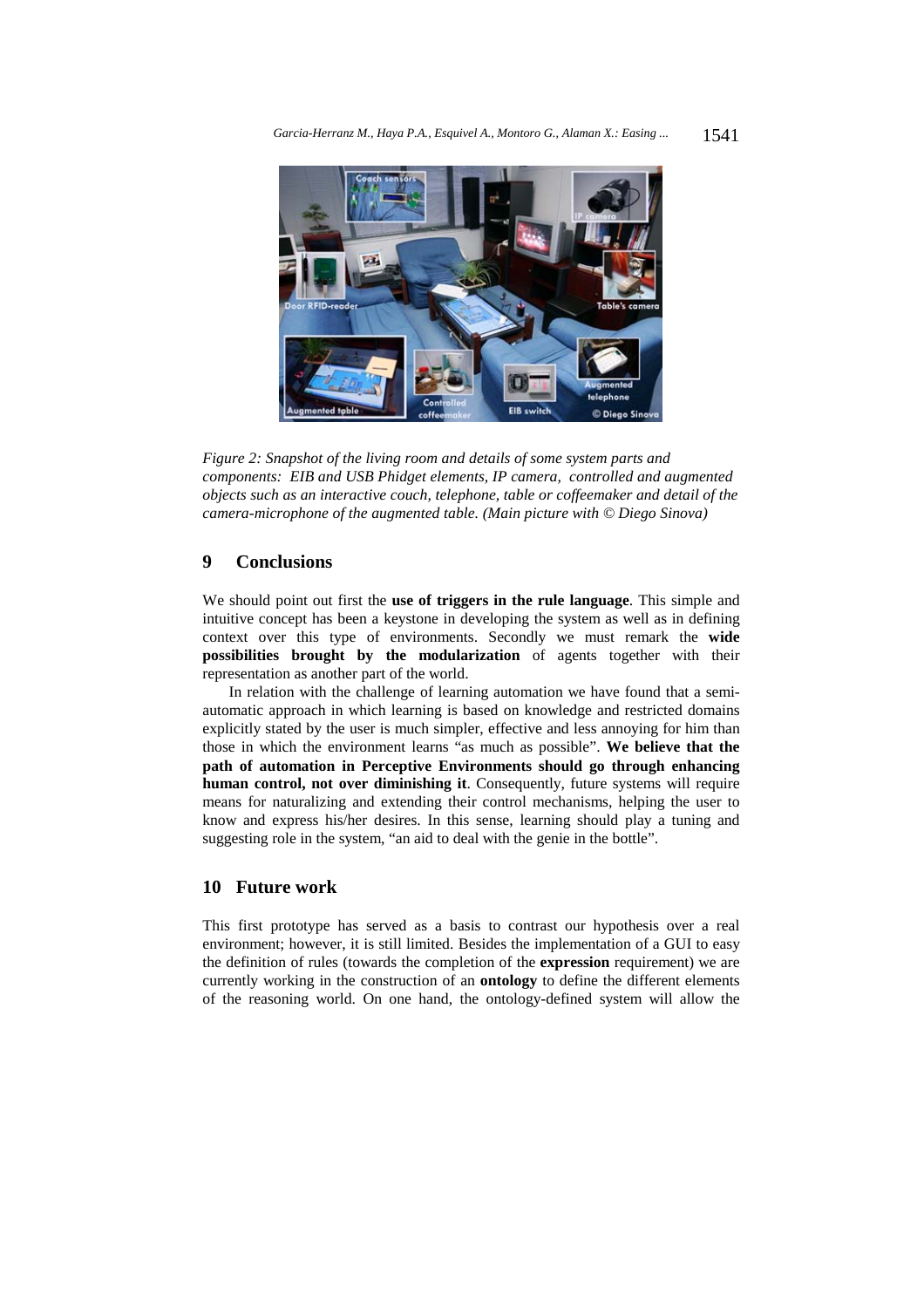*Figure 2: Snapshot of the living room and details of some system parts and components: EIB and USB Phidget elements, IP camera, controlled and augmented objects such as an interactive couch, telephone, table or coffeemaker and detail of the camera-microphone of the augmented table. (Main picture with © Diego Sinova)*

## 9 Conclusions

We should point out first the **use of triggers in the rule language**. This simple and intuitive concept has been a keystone in developing the system as well as in defining context over this type of environments. Secondly we must remark the **wide possibilities brought by the modularization** of agents together with their representation as another part of the world.

In relation with the challenge of learning automation we have found that a semi-automatic approach in which learning is based on knowledge and restricted domains explicitly stated by the user is much simpler, effective and less annoying for him than those in which the environment learns "as much as possible". **We believe that the path of automation in Perceptive Environments should go through enhancing human control, not over diminishing it**. Consequently, future systems will require means for naturalizing and extending their control mechanisms, helping the user to know and express his/her desires. In this sense, learning should play a tuning and suggesting role in the system, "an aid to deal with the genie in the bottle".

## 10 Future work

This first prototype has served as a basis to contrast our hypothesis over a real environment; however, it is still limited. Besides the implementation of a GUI to easy the definition of rules (towards the completion of the **expression** requirement) we are currently working in the construction of an **ontology** to define the different elements of the reasoning world. On one hand, the ontology-defined system will allow the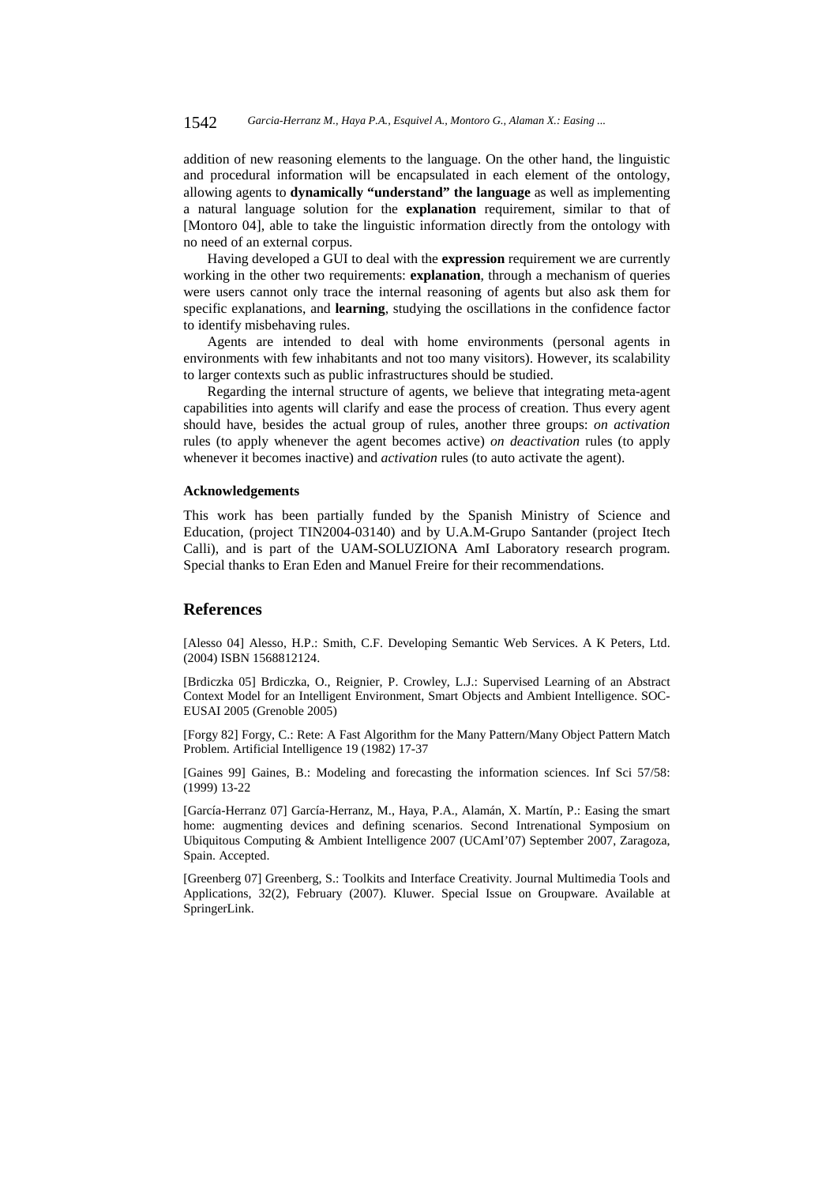addition of new reasoning elements to the language. On the other hand, the linguistic and procedural information will be encapsulated in each element of the ontology, allowing agents to **dynamically "understand" the language** as well as implementing a natural language solution for the **explanation** requirement, similar to that of [Montoro 04], able to take the linguistic information directly from the ontology with no need of an external corpus.

Having developed a GUI to deal with the **expression** requirement we are currently working in the other two requirements: **explanation**, through a mechanism of queries were users cannot only trace the internal reasoning of agents but also ask them for specific explanations, and **learning**, studying the oscillations in the confidence factor to identify misbehaving rules.

Agents are intended to deal with home environments (personal agents in environments with few inhabitants and not too many visitors). However, its scalability to larger contexts such as public infrastructures should be studied.

Regarding the internal structure of agents, we believe that integrating meta-agent capabilities into agents will clarify and ease the process of creation. Thus every agent should have, besides the actual group of rules, another three groups: *on activation* rules (to apply whenever the agent becomes active) *on deactivation* rules (to apply whenever it becomes inactive) and *activation* rules (to auto activate the agent).

### Acknowledgements

This work has been partially funded by the Spanish Ministry of Science and Education, (project TIN2004-03140) and by U.A.M-Grupo Santander (project Itech Calli), and is part of the UAM-SOLUZIONA AmI Laboratory research program. Special thanks to Eran Eden and Manuel Freire for their recommendations.

## References

[Alesso 04] Alesso, H.P.: Smith, C.F. Developing Semantic Web Services. A K Peters, Ltd. (2004) ISBN 1568812124.

[Brdiczka 05] Brdiczka, O., Reignier, P. Crowley, L.J.: Supervised Learning of an Abstract Context Model for an Intelligent Environment, Smart Objects and Ambient Intelligence. SOC-EUSAI 2005 (Grenoble 2005)

[Forgy 82] Forgy, C.: Rete: A Fast Algorithm for the Many Pattern/Many Object Pattern Match Problem. Artificial Intelligence 19 (1982) 17-37

[Gaines 99] Gaines, B.: Modeling and forecasting the information sciences. Inf Sci 57/58: (1999) 13-22

[García-Herranz 07] García-Herranz, M., Haya, P.A., Alamán, X. Martín, P.: Easing the smart home: augmenting devices and defining scenarios. Second Intrenational Symposium on Ubiquitous Computing & Ambient Intelligence 2007 (UCAmI'07) September 2007, Zaragoza, Spain. Accepted.

[Greenberg 07] Greenberg, S.: Toolkits and Interface Creativity. Journal Multimedia Tools and Applications, 32(2), February (2007). Kluwer. Special Issue on Groupware. Available at SpringerLink.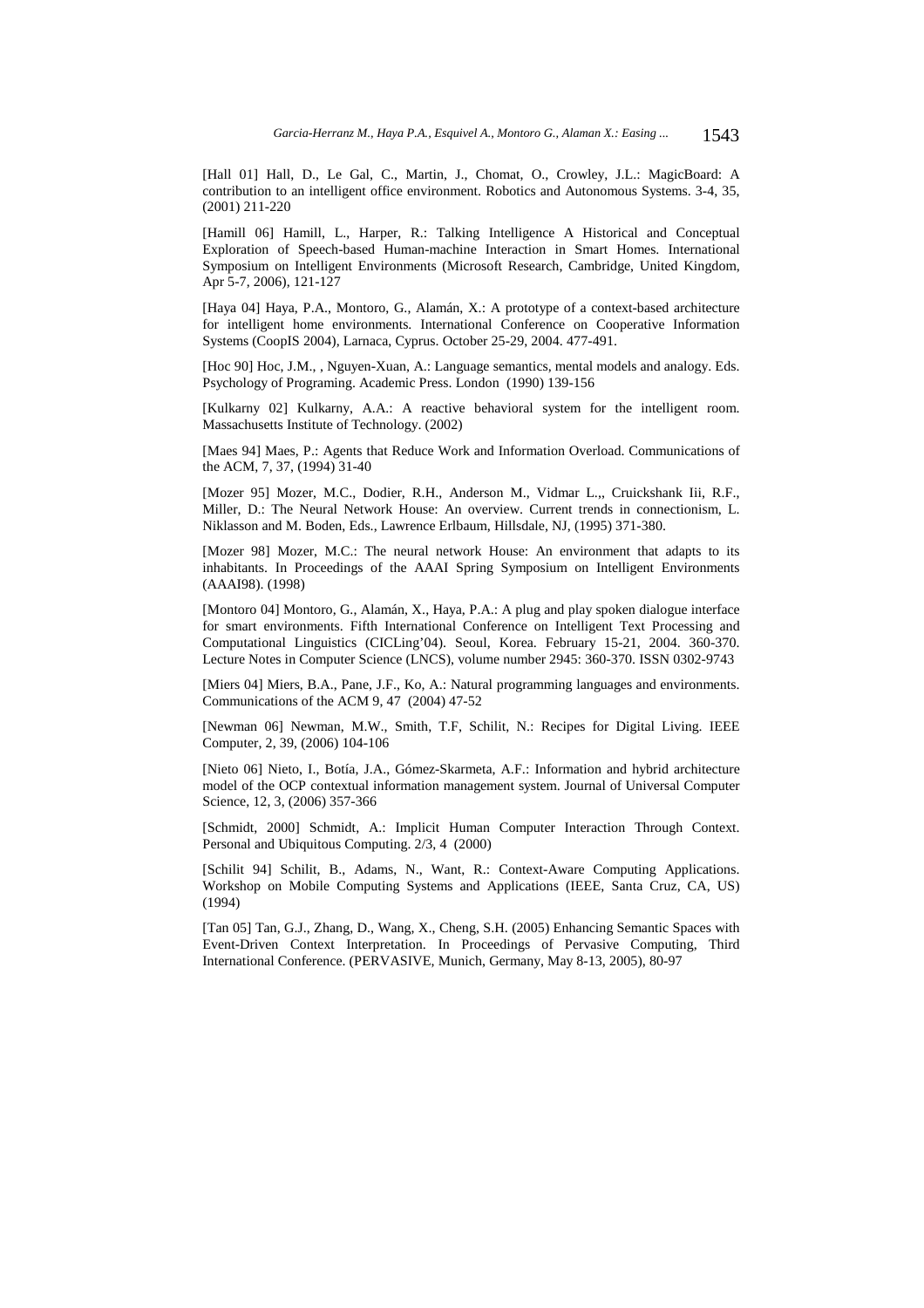[Hall 01] Hall, D., Le Gal, C., Martin, J., Chomat, O., Crowley, J.L.: MagicBoard: A contribution to an intelligent office environment. Robotics and Autonomous Systems. 3-4, 35, (2001) 211-220

[Hamill 06] Hamill, L., Harper, R.: Talking Intelligence A Historical and Conceptual Exploration of Speech-based Human-machine Interaction in Smart Homes. International Symposium on Intelligent Environments (Microsoft Research, Cambridge, United Kingdom, Apr 5-7, 2006), 121-127

[Haya 04] Haya, P.A., Montoro, G., Alamán, X.: A prototype of a context-based architecture for intelligent home environments. International Conference on Cooperative Information Systems (CoopIS 2004), Larnaca, Cyprus. October 25-29, 2004. 477-491.

[Hoc 90] Hoc, J.M., , Nguyen-Xuan, A.: Language semantics, mental models and analogy. Eds. Psychology of Programing. Academic Press. London (1990) 139-156

[Kulkarny 02] Kulkarny, A.A.: A reactive behavioral system for the intelligent room. Massachusetts Institute of Technology. (2002)

[Maes 94] Maes, P.: Agents that Reduce Work and Information Overload. Communications of the ACM, 7, 37, (1994) 31-40

[Mozer 95] Mozer, M.C., Dodier, R.H., Anderson M., Vidmar L.,, Cruickshank Iii, R.F., Miller, D.: The Neural Network House: An overview. Current trends in connectionism, L. Niklasson and M. Boden, Eds., Lawrence Erlbaum, Hillsdale, NJ, (1995) 371-380.

[Mozer 98] Mozer, M.C.: The neural network House: An environment that adapts to its inhabitants. In Proceedings of the AAAI Spring Symposium on Intelligent Environments (AAAI98). (1998)

[Montoro 04] Montoro, G., Alamán, X., Haya, P.A.: A plug and play spoken dialogue interface for smart environments. Fifth International Conference on Intelligent Text Processing and Computational Linguistics (CICLing'04). Seoul, Korea. February 15-21, 2004. 360-370. Lecture Notes in Computer Science (LNCS), volume number 2945: 360-370. ISSN 0302-9743

[Miers 04] Miers, B.A., Pane, J.F., Ko, A.: Natural programming languages and environments. Communications of the ACM 9, 47 (2004) 47-52

[Newman 06] Newman, M.W., Smith, T.F, Schilit, N.: Recipes for Digital Living. IEEE Computer, 2, 39, (2006) 104-106

[Nieto 06] Nieto, I., Botía, J.A., Gómez-Skarmeta, A.F.: Information and hybrid architecture model of the OCP contextual information management system. Journal of Universal Computer Science, 12, 3, (2006) 357-366

[Schmidt, 2000] Schmidt, A.: Implicit Human Computer Interaction Through Context. Personal and Ubiquitous Computing. 2/3, 4 (2000)

[Schilit 94] Schilit, B., Adams, N., Want, R.: Context-Aware Computing Applications. Workshop on Mobile Computing Systems and Applications (IEEE, Santa Cruz, CA, US) (1994)

[Tan 05] Tan, G.J., Zhang, D., Wang, X., Cheng, S.H. (2005) Enhancing Semantic Spaces with Event-Driven Context Interpretation. In Proceedings of Pervasive Computing, Third International Conference. (PERVASIVE, Munich, Germany, May 8-13, 2005), 80-97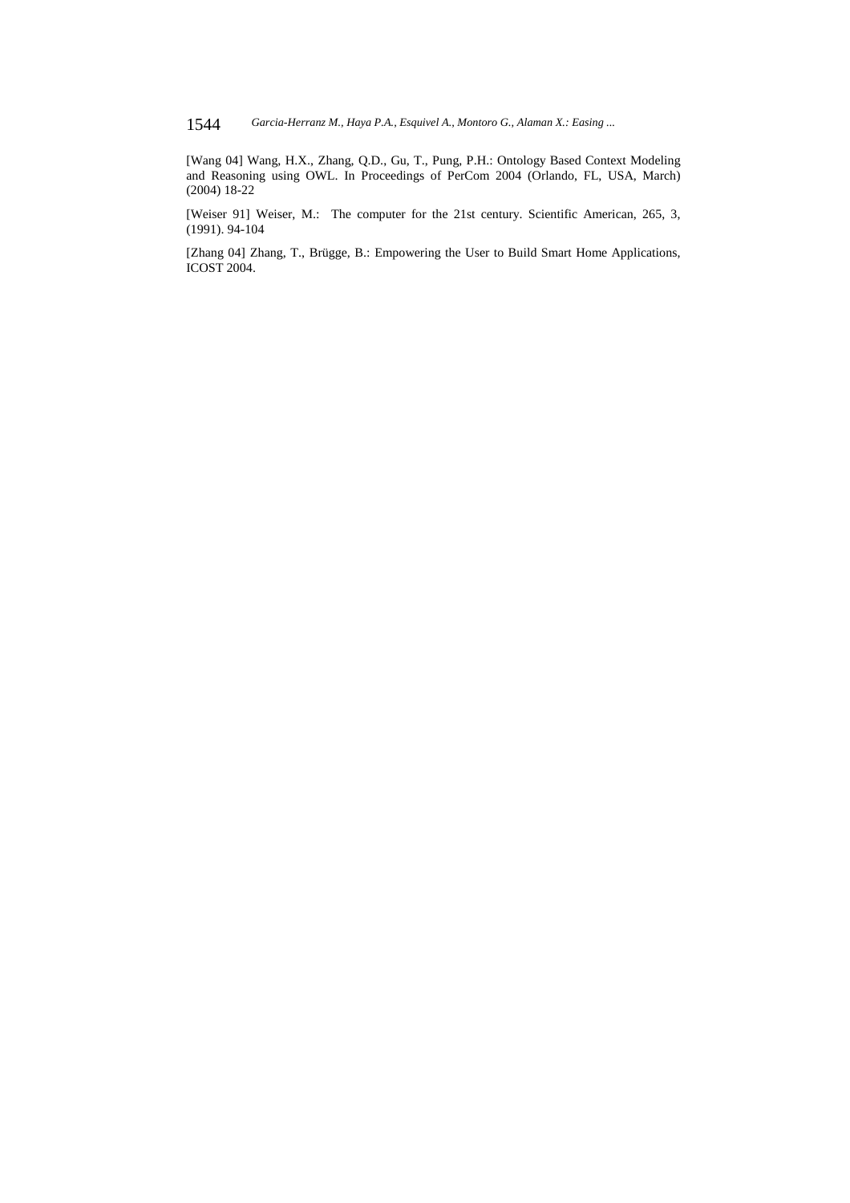[Wang 04] Wang, H.X., Zhang, Q.D., Gu, T., Pung, P.H.: Ontology Based Context Modeling and Reasoning using OWL. In Proceedings of PerCom 2004 (Orlando, FL, USA, March) (2004) 18-22

[Weiser 91] Weiser, M.: The computer for the 21st century. Scientific American, 265, 3, (1991). 94-104

[Zhang 04] Zhang, T., Brügge, B.: Empowering the User to Build Smart Home Applications, ICOST 2004.